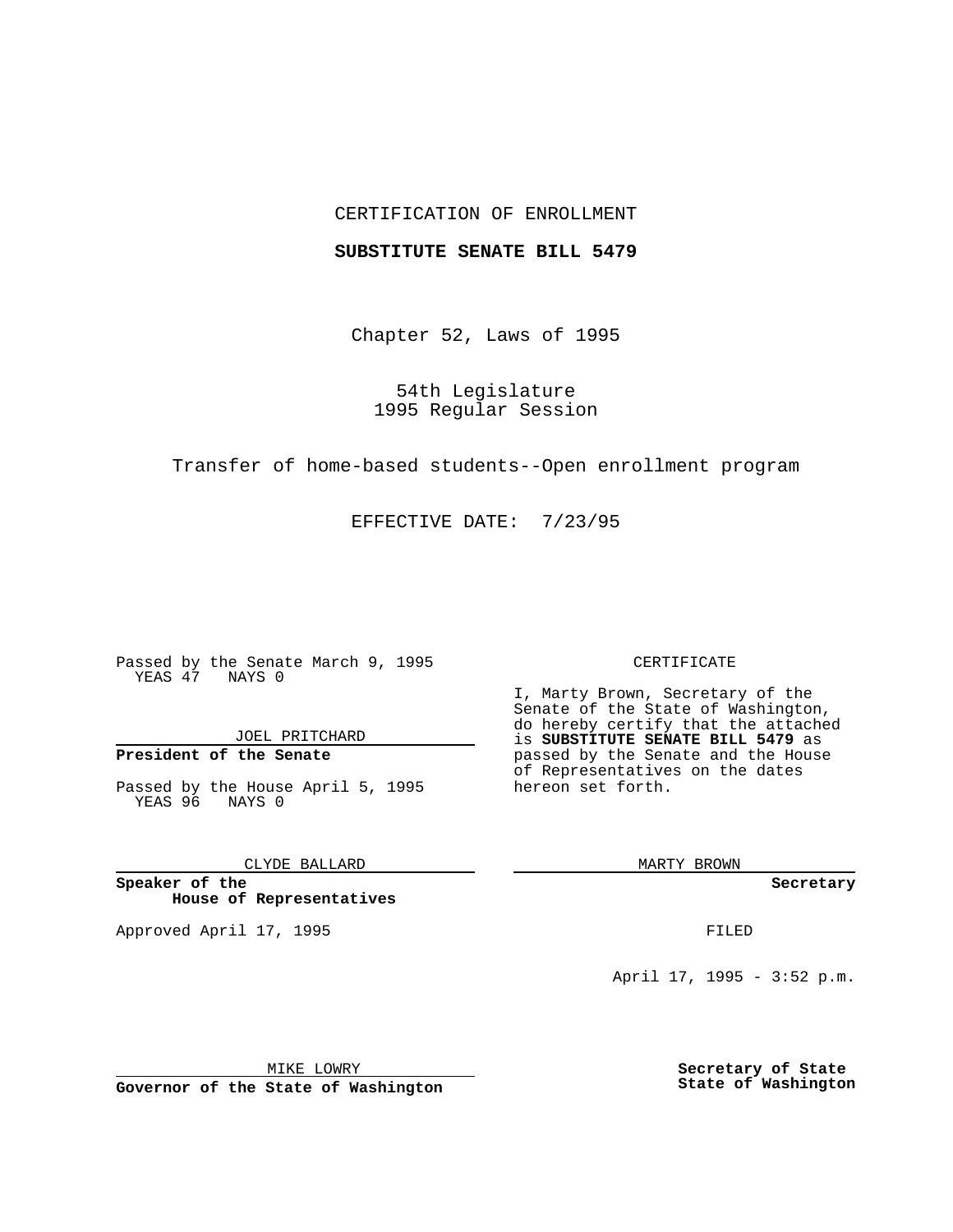CERTIFICATION OF ENROLLMENT

**SUBSTITUTE SENATE BILL 5479**

Chapter 52, Laws of 1995

54th Legislature
1995 Regular Session

Transfer of home-based students--Open enrollment program

EFFECTIVE DATE: 7/23/95

Passed by the Senate March 9, 1995
YEAS 47 NAYS 0

JOEL PRITCHARD

**President of the Senate**

Passed by the House April 5, 1995
YEAS 96 NAYS 0

CLYDE BALLARD

**Speaker of the House of Representatives**

Approved April 17, 1995

MIKE LOWRY

**Governor of the State of Washington**

CERTIFICATE

I, Marty Brown, Secretary of the Senate of the State of Washington, do hereby certify that the attached is **SUBSTITUTE SENATE BILL 5479** as passed by the Senate and the House of Representatives on the dates hereon set forth.

MARTY BROWN

**Secretary**

FILED

April 17, 1995 - 3:52 p.m.

**Secretary of State**
**State of Washington**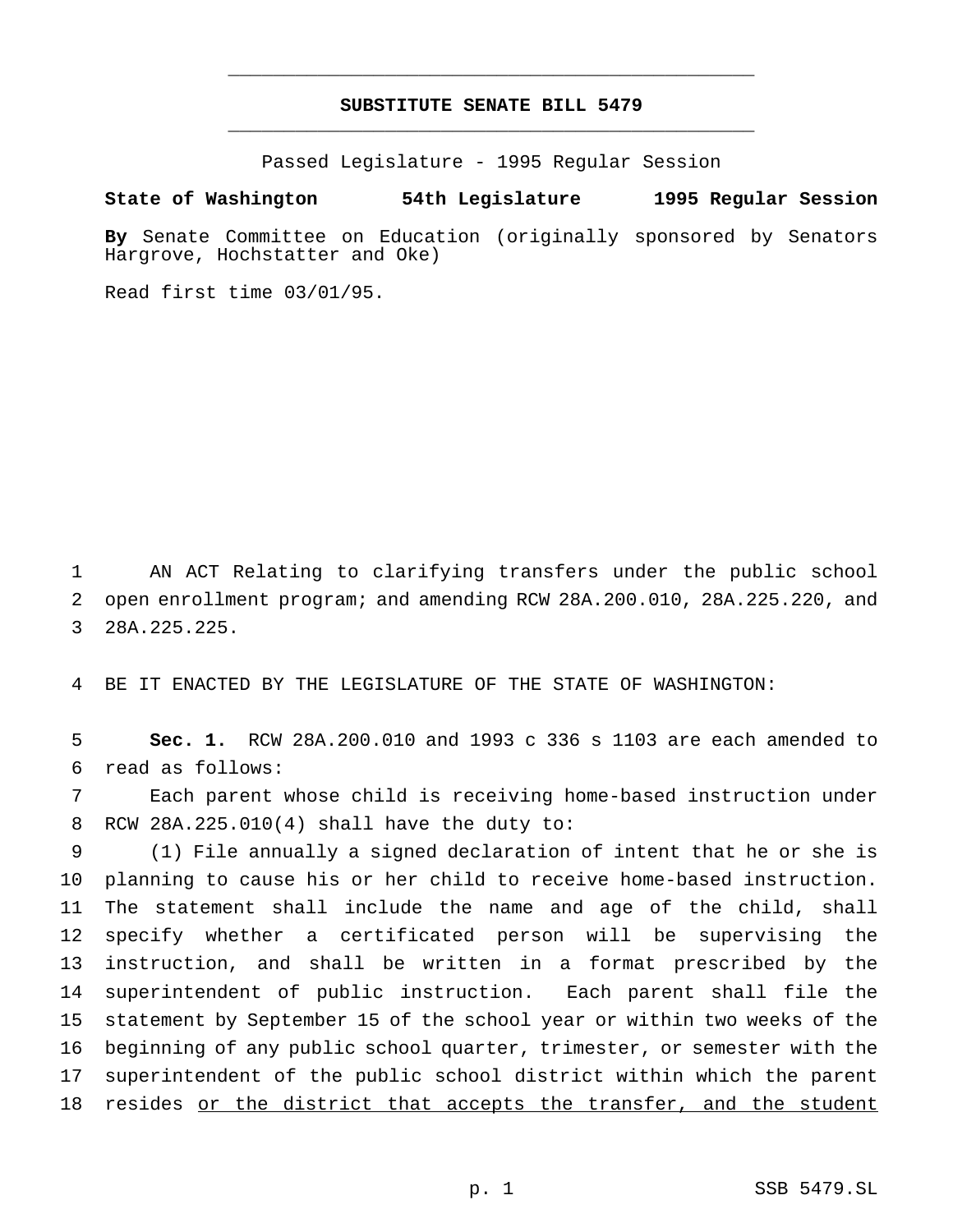# SUBSTITUTE SENATE BILL 5479

Passed Legislature - 1995 Regular Session

**State of Washington 54th Legislature 1995 Regular Session**

**By** Senate Committee on Education (originally sponsored by Senators Hargrove, Hochstatter and Oke)

Read first time 03/01/95.

AN ACT Relating to clarifying transfers under the public school open enrollment program; and amending RCW 28A.200.010, 28A.225.220, and 28A.225.225.

BE IT ENACTED BY THE LEGISLATURE OF THE STATE OF WASHINGTON:

**Sec. 1.** RCW 28A.200.010 and 1993 c 336 s 1103 are each amended to read as follows:

Each parent whose child is receiving home-based instruction under RCW 28A.225.010(4) shall have the duty to:

(1) File annually a signed declaration of intent that he or she is planning to cause his or her child to receive home-based instruction. The statement shall include the name and age of the child, shall specify whether a certificated person will be supervising the instruction, and shall be written in a format prescribed by the superintendent of public instruction. Each parent shall file the statement by September 15 of the school year or within two weeks of the beginning of any public school quarter, trimester, or semester with the superintendent of the public school district within which the parent resides <u>or the district that accepts the transfer, and the student</u>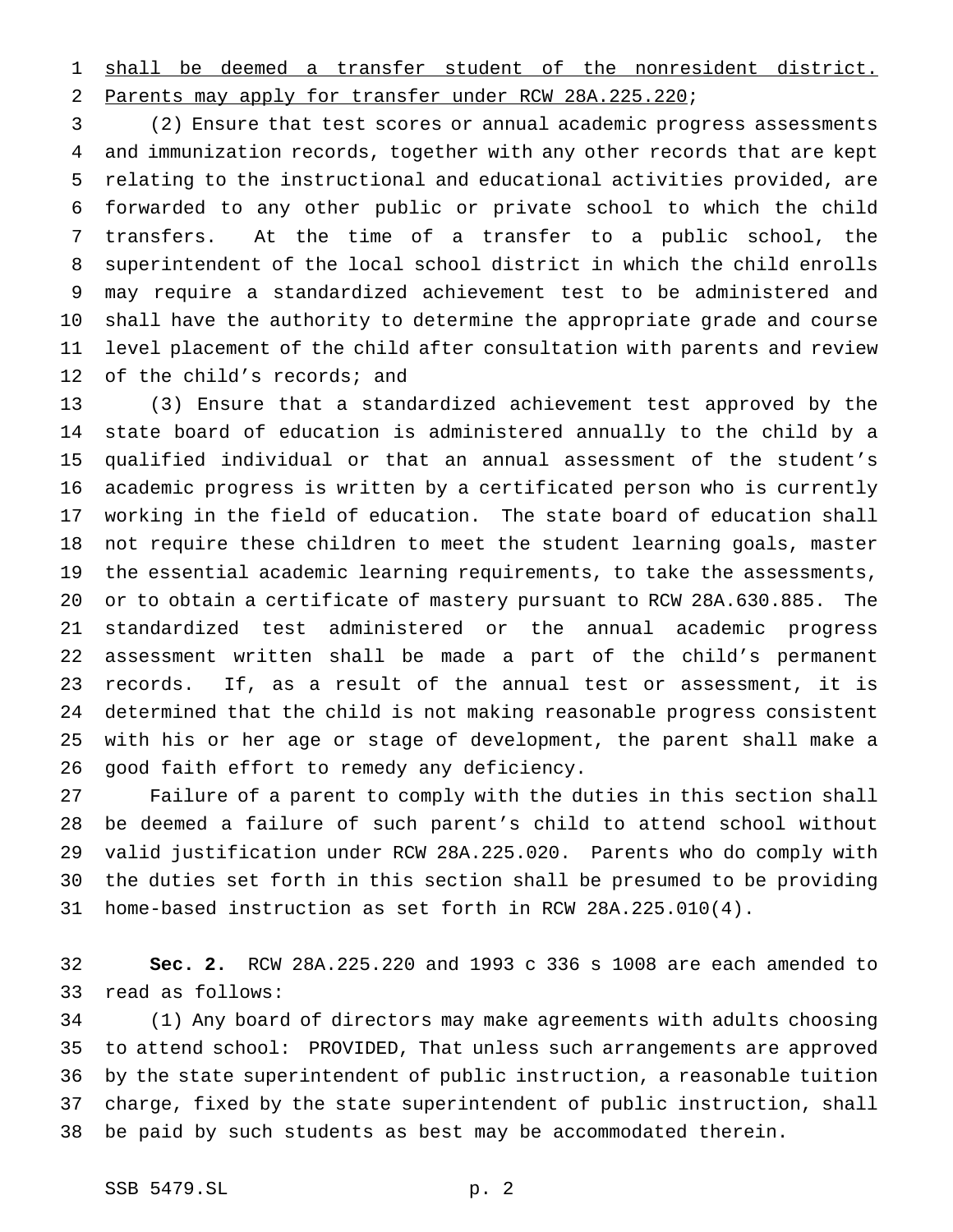<u>shall be deemed a transfer student of the nonresident district. Parents may apply for transfer under RCW 28A.225.220</u>;

(2) Ensure that test scores or annual academic progress assessments and immunization records, together with any other records that are kept relating to the instructional and educational activities provided, are forwarded to any other public or private school to which the child transfers. At the time of a transfer to a public school, the superintendent of the local school district in which the child enrolls may require a standardized achievement test to be administered and shall have the authority to determine the appropriate grade and course level placement of the child after consultation with parents and review of the child's records; and

(3) Ensure that a standardized achievement test approved by the state board of education is administered annually to the child by a qualified individual or that an annual assessment of the student's academic progress is written by a certificated person who is currently working in the field of education. The state board of education shall not require these children to meet the student learning goals, master the essential academic learning requirements, to take the assessments, or to obtain a certificate of mastery pursuant to RCW 28A.630.885. The standardized test administered or the annual academic progress assessment written shall be made a part of the child's permanent records. If, as a result of the annual test or assessment, it is determined that the child is not making reasonable progress consistent with his or her age or stage of development, the parent shall make a good faith effort to remedy any deficiency.

Failure of a parent to comply with the duties in this section shall be deemed a failure of such parent's child to attend school without valid justification under RCW 28A.225.020. Parents who do comply with the duties set forth in this section shall be presumed to be providing home-based instruction as set forth in RCW 28A.225.010(4).

**Sec. 2.** RCW 28A.225.220 and 1993 c 336 s 1008 are each amended to read as follows:

(1) Any board of directors may make agreements with adults choosing to attend school: PROVIDED, That unless such arrangements are approved by the state superintendent of public instruction, a reasonable tuition charge, fixed by the state superintendent of public instruction, shall be paid by such students as best may be accommodated therein.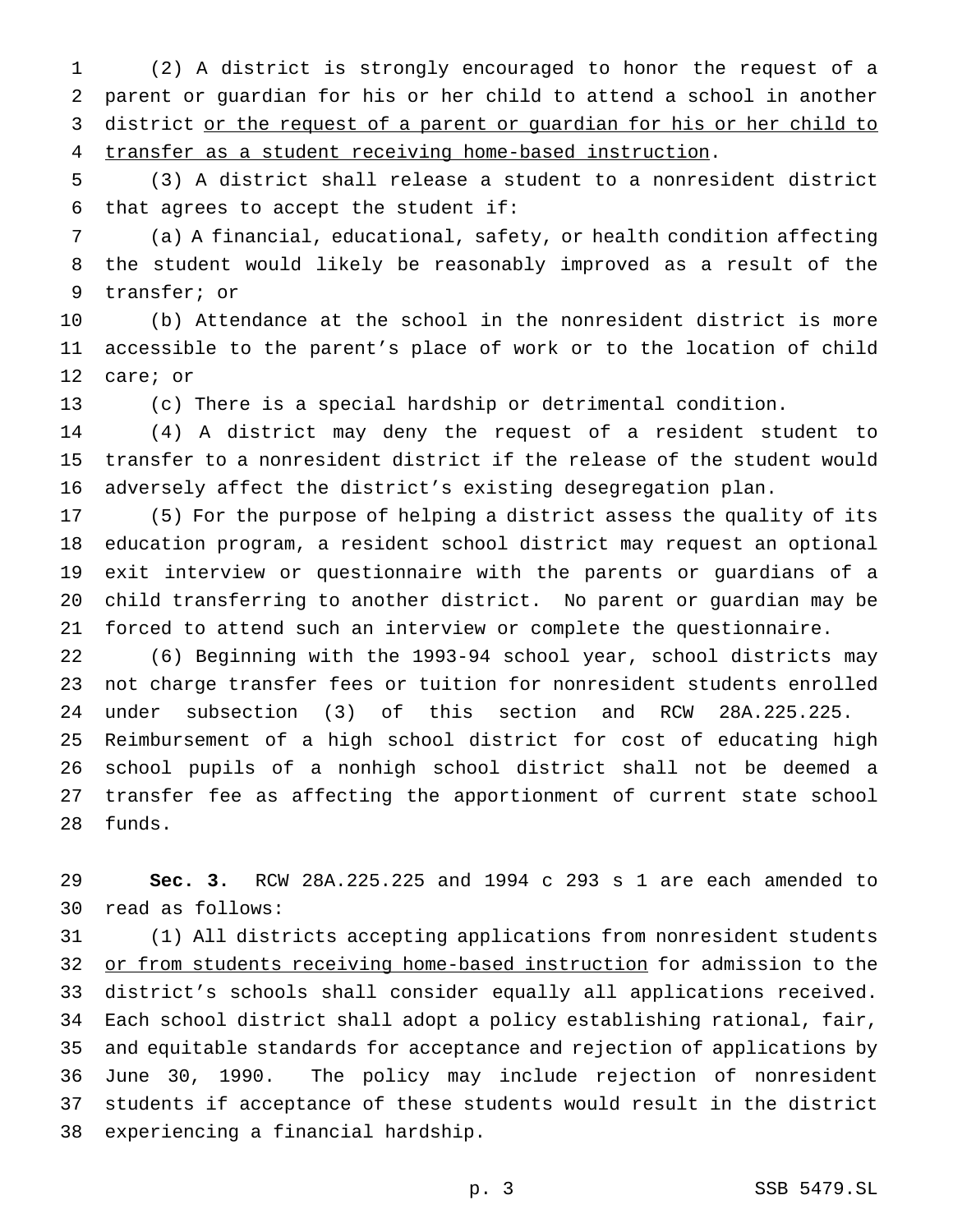(2) A district is strongly encouraged to honor the request of a parent or guardian for his or her child to attend a school in another district <u>or the request of a parent or guardian for his or her child to transfer as a student receiving home-based instruction</u>.

(3) A district shall release a student to a nonresident district that agrees to accept the student if:

(a) A financial, educational, safety, or health condition affecting the student would likely be reasonably improved as a result of the transfer; or

(b) Attendance at the school in the nonresident district is more accessible to the parent's place of work or to the location of child care; or

(c) There is a special hardship or detrimental condition.

(4) A district may deny the request of a resident student to transfer to a nonresident district if the release of the student would adversely affect the district's existing desegregation plan.

(5) For the purpose of helping a district assess the quality of its education program, a resident school district may request an optional exit interview or questionnaire with the parents or guardians of a child transferring to another district. No parent or guardian may be forced to attend such an interview or complete the questionnaire.

(6) Beginning with the 1993-94 school year, school districts may not charge transfer fees or tuition for nonresident students enrolled under subsection (3) of this section and RCW 28A.225.225. Reimbursement of a high school district for cost of educating high school pupils of a nonhigh school district shall not be deemed a transfer fee as affecting the apportionment of current state school funds.

**Sec. 3.** RCW 28A.225.225 and 1994 c 293 s 1 are each amended to read as follows:

(1) All districts accepting applications from nonresident students <u>or from students receiving home-based instruction</u> for admission to the district's schools shall consider equally all applications received. Each school district shall adopt a policy establishing rational, fair, and equitable standards for acceptance and rejection of applications by June 30, 1990. The policy may include rejection of nonresident students if acceptance of these students would result in the district experiencing a financial hardship.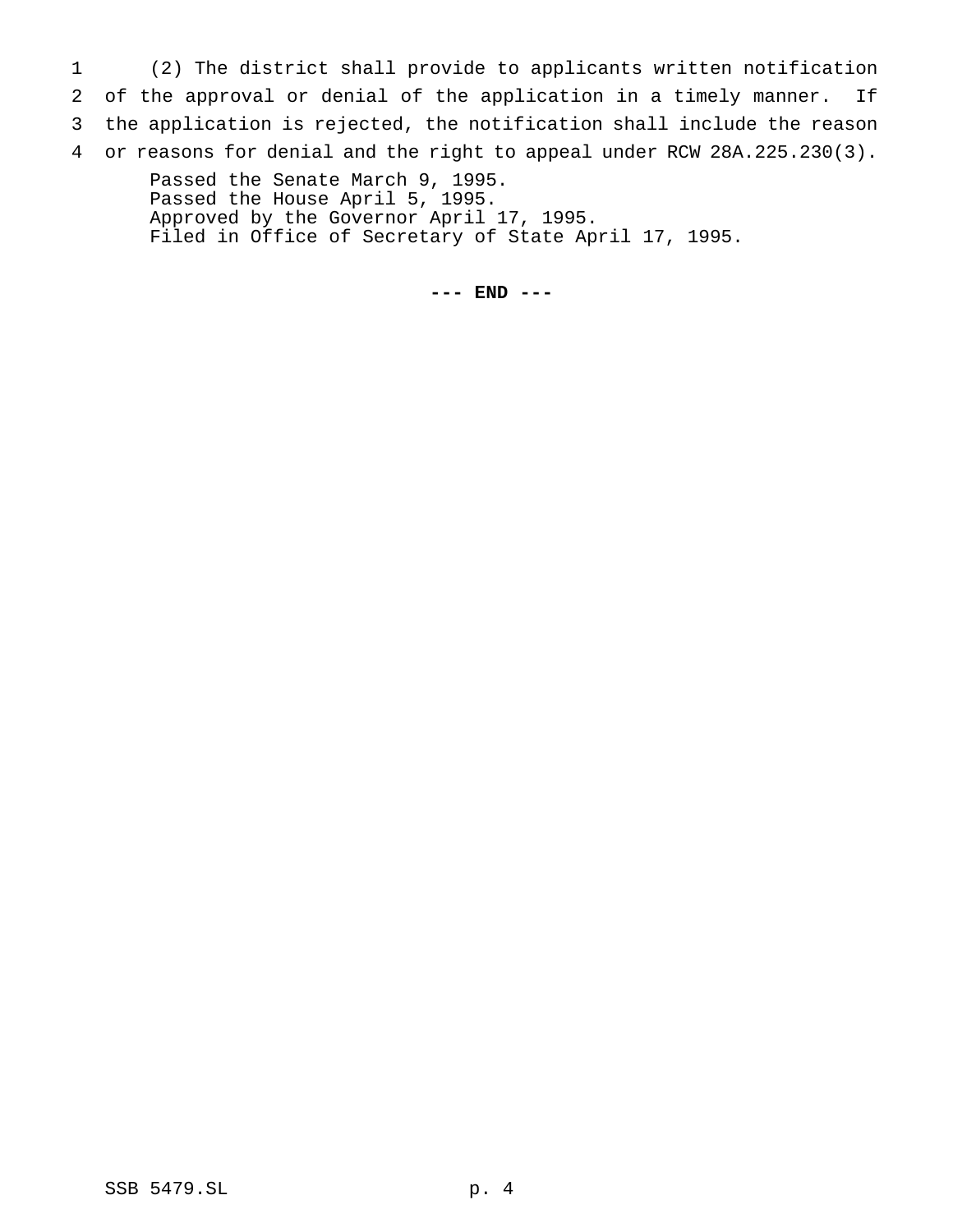(2) The district shall provide to applicants written notification of the approval or denial of the application in a timely manner. If the application is rejected, the notification shall include the reason or reasons for denial and the right to appeal under RCW 28A.225.230(3).

Passed the Senate March 9, 1995.
Passed the House April 5, 1995.
Approved by the Governor April 17, 1995.
Filed in Office of Secretary of State April 17, 1995.

**--- END ---**